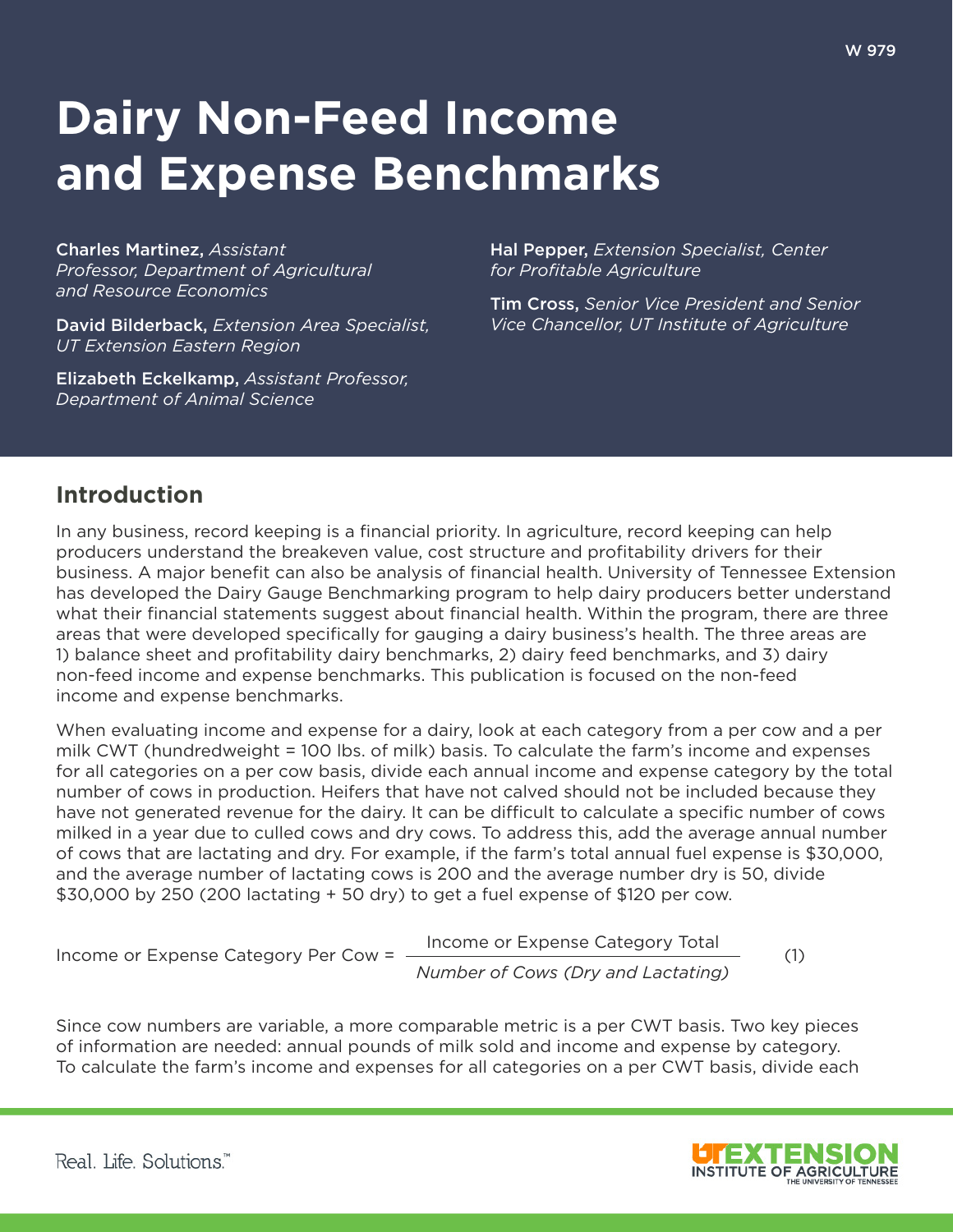W 979

# Dairy Non-Feed Income and Expense Benchmarks

**Charles Martinez,** *Assistant Professor, Department of Agricultural and Resource Economics*

**David Bilderback,** *Extension Area Specialist, UT Extension Eastern Region*

**Elizabeth Eckelkamp,** *Assistant Professor, Department of Animal Science*

**Hal Pepper,** *Extension Specialist, Center for Profitable Agriculture*

**Tim Cross,** *Senior Vice President and Senior Vice Chancellor, UT Institute of Agriculture*

## Introduction

In any business, record keeping is a financial priority. In agriculture, record keeping can help producers understand the breakeven value, cost structure and profitability drivers for their business. A major benefit can also be analysis of financial health. University of Tennessee Extension has developed the Dairy Gauge Benchmarking program to help dairy producers better understand what their financial statements suggest about financial health. Within the program, there are three areas that were developed specifically for gauging a dairy business's health. The three areas are 1) balance sheet and profitability dairy benchmarks, 2) dairy feed benchmarks, and 3) dairy non-feed income and expense benchmarks. This publication is focused on the non-feed income and expense benchmarks.

When evaluating income and expense for a dairy, look at each category from a per cow and a per milk CWT (hundredweight = 100 lbs. of milk) basis. To calculate the farm's income and expenses for all categories on a per cow basis, divide each annual income and expense category by the total number of cows in production. Heifers that have not calved should not be included because they have not generated revenue for the dairy. It can be difficult to calculate a specific number of cows milked in a year due to culled cows and dry cows. To address this, add the average annual number of cows that are lactating and dry. For example, if the farm's total annual fuel expense is $30,000, and the average number of lactating cows is 200 and the average number dry is 50, divide $30,000 by 250 (200 lactating + 50 dry) to get a fuel expense of $120 per cow.

$$\text{Income or Expense Category Per Cow} = \frac{\text{Income or Expense Category Total}}{\textit{Number of Cows (Dry and Lactating)}} \qquad (1)$$

Since cow numbers are variable, a more comparable metric is a per CWT basis. Two key pieces of information are needed: annual pounds of milk sold and income and expense by category. To calculate the farm's income and expenses for all categories on a per CWT basis, divide each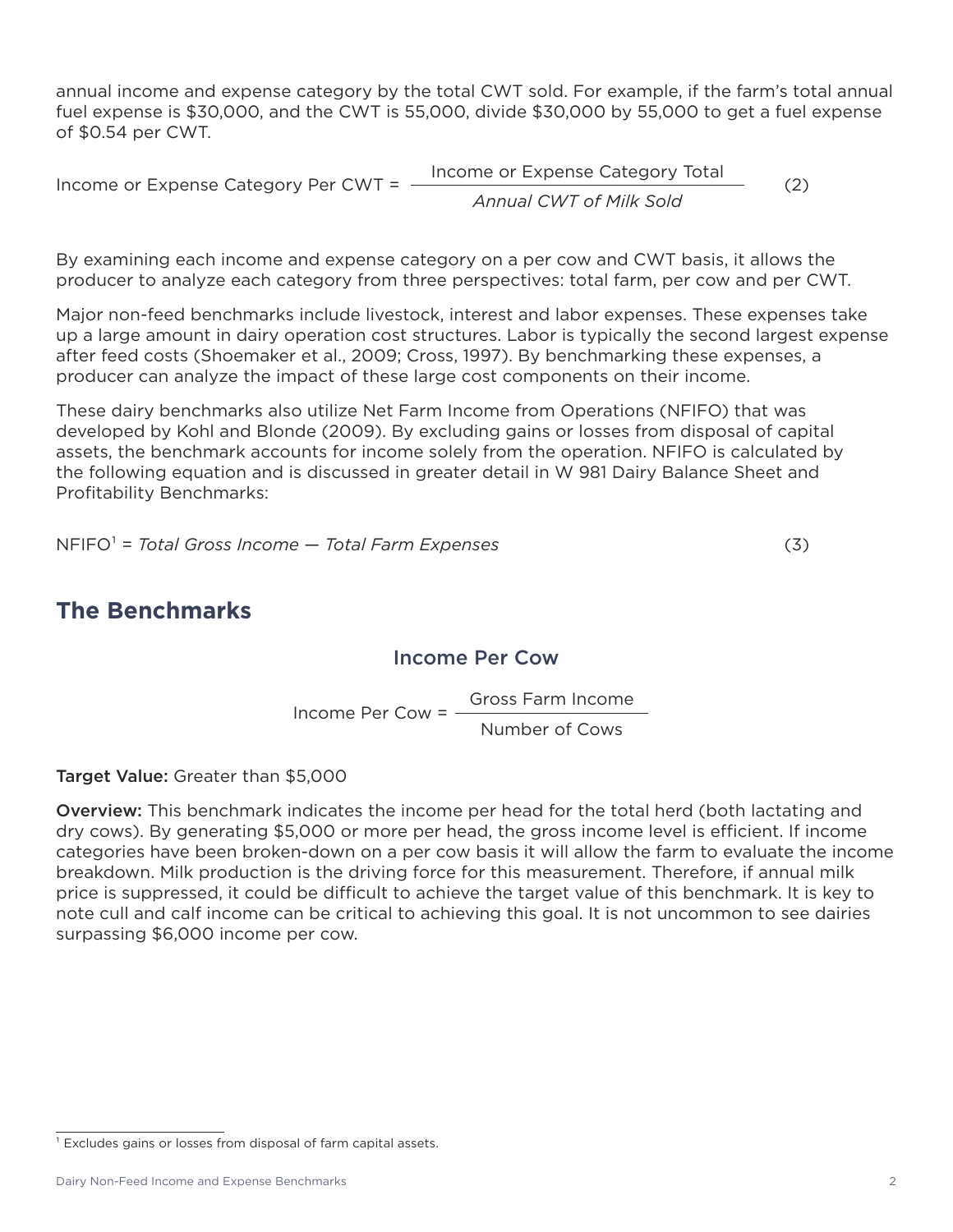annual income and expense category by the total CWT sold. For example, if the farm's total annual fuel expense is $30,000, and the CWT is 55,000, divide $30,000 by 55,000 to get a fuel expense of $0.54 per CWT.

$$\text{Income or Expense Category Per CWT} = \frac{\text{Income or Expense Category Total}}{\textit{Annual CWT of Milk Sold}} \qquad (2)$$

By examining each income and expense category on a per cow and CWT basis, it allows the producer to analyze each category from three perspectives: total farm, per cow and per CWT.

Major non-feed benchmarks include livestock, interest and labor expenses. These expenses take up a large amount in dairy operation cost structures. Labor is typically the second largest expense after feed costs (Shoemaker et al., 2009; Cross, 1997). By benchmarking these expenses, a producer can analyze the impact of these large cost components on their income.

These dairy benchmarks also utilize Net Farm Income from Operations (NFIFO) that was developed by Kohl and Blonde (2009). By excluding gains or losses from disposal of capital assets, the benchmark accounts for income solely from the operation. NFIFO is calculated by the following equation and is discussed in greater detail in W 981 Dairy Balance Sheet and Profitability Benchmarks:

$$\text{NFIFO}^{1} = \textit{Total Gross Income} - \textit{Total Farm Expenses} \qquad (3)$$

## The Benchmarks

### Income Per Cow

$$\text{Income Per Cow} = \frac{\text{Gross Farm Income}}{\text{Number of Cows}}$$

**Target Value:** Greater than $5,000

**Overview:** This benchmark indicates the income per head for the total herd (both lactating and dry cows). By generating $5,000 or more per head, the gross income level is efficient. If income categories have been broken-down on a per cow basis it will allow the farm to evaluate the income breakdown. Milk production is the driving force for this measurement. Therefore, if annual milk price is suppressed, it could be difficult to achieve the target value of this benchmark. It is key to note cull and calf income can be critical to achieving this goal. It is not uncommon to see dairies surpassing $6,000 income per cow.

[1] Excludes gains or losses from disposal of farm capital assets.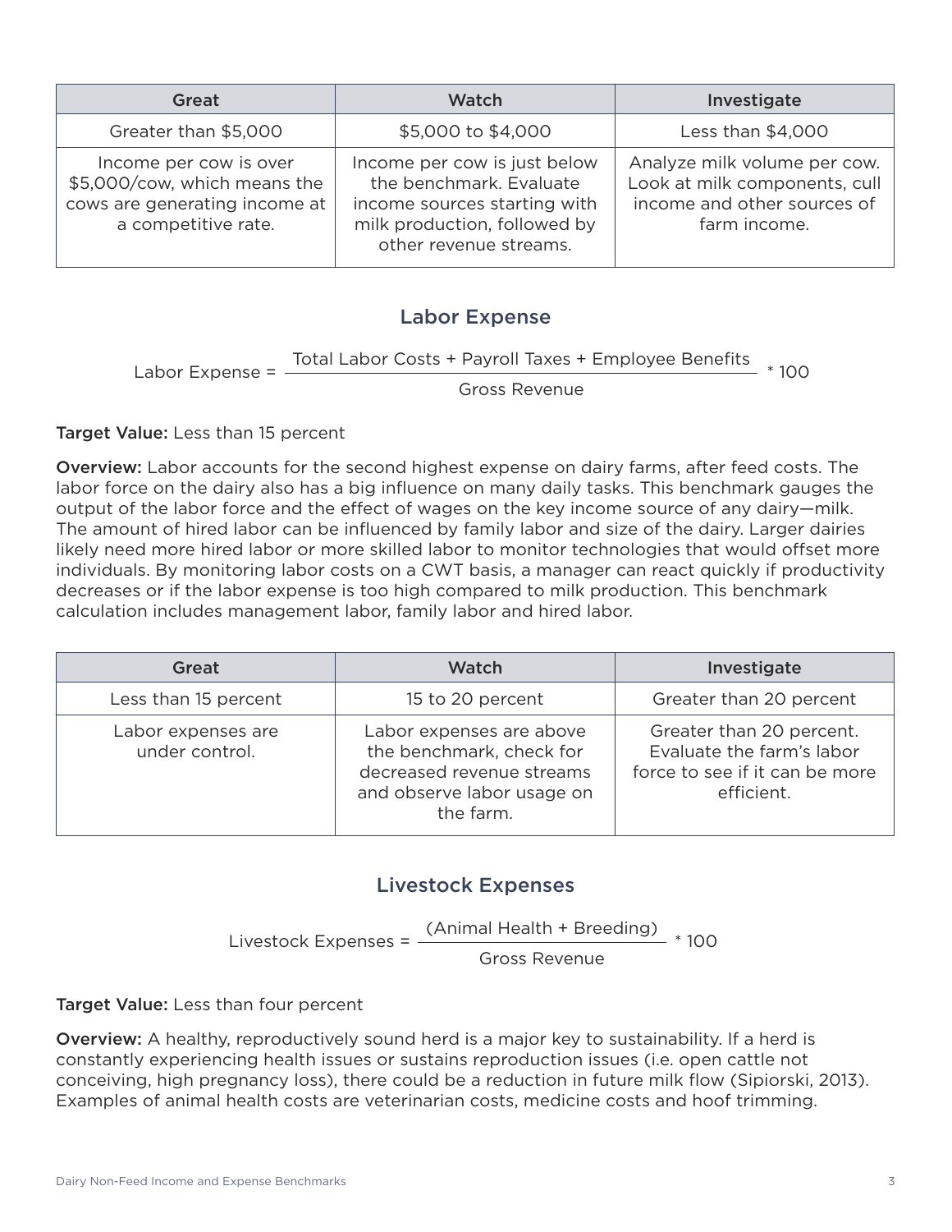| Great | Watch | Investigate |
|---|---|---|
| Greater than $5,000 | $5,000 to $4,000 | Less than $4,000 |
| Income per cow is over $5,000/cow, which means the cows are generating income at a competitive rate. | Income per cow is just below the benchmark. Evaluate income sources starting with milk production, followed by other revenue streams. | Analyze milk volume per cow. Look at milk components, cull income and other sources of farm income. |

## Labor Expense

$$\text{Labor Expense} = \frac{\text{Total Labor Costs + Payroll Taxes + Employee Benefits}}{\text{Gross Revenue}} * 100$$

**Target Value:** Less than 15 percent

**Overview:** Labor accounts for the second highest expense on dairy farms, after feed costs. The labor force on the dairy also has a big influence on many daily tasks. This benchmark gauges the output of the labor force and the effect of wages on the key income source of any dairy—milk. The amount of hired labor can be influenced by family labor and size of the dairy. Larger dairies likely need more hired labor or more skilled labor to monitor technologies that would offset more individuals. By monitoring labor costs on a CWT basis, a manager can react quickly if productivity decreases or if the labor expense is too high compared to milk production. This benchmark calculation includes management labor, family labor and hired labor.

| Great | Watch | Investigate |
|---|---|---|
| Less than 15 percent | 15 to 20 percent | Greater than 20 percent |
| Labor expenses are under control. | Labor expenses are above the benchmark, check for decreased revenue streams and observe labor usage on the farm. | Greater than 20 percent. Evaluate the farm's labor force to see if it can be more efficient. |

## Livestock Expenses

$$\text{Livestock Expenses} = \frac{\text{(Animal Health + Breeding)}}{\text{Gross Revenue}} * 100$$

**Target Value:** Less than four percent

**Overview:** A healthy, reproductively sound herd is a major key to sustainability. If a herd is constantly experiencing health issues or sustains reproduction issues (i.e. open cattle not conceiving, high pregnancy loss), there could be a reduction in future milk flow (Sipiorski, 2013). Examples of animal health costs are veterinarian costs, medicine costs and hoof trimming.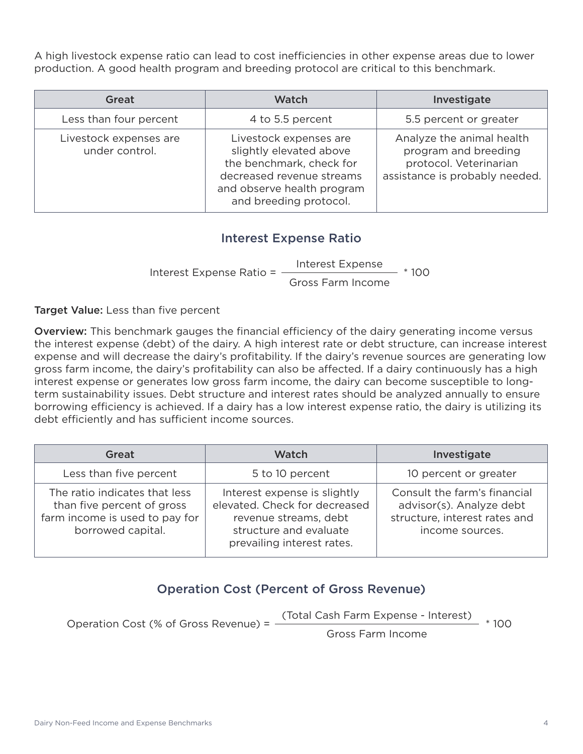A high livestock expense ratio can lead to cost inefficiencies in other expense areas due to lower production. A good health program and breeding protocol are critical to this benchmark.

| Great | Watch | Investigate |
|---|---|---|
| Less than four percent | 4 to 5.5 percent | 5.5 percent or greater |
| Livestock expenses are under control. | Livestock expenses are slightly elevated above the benchmark, check for decreased revenue streams and observe health program and breeding protocol. | Analyze the animal health program and breeding protocol. Veterinarian assistance is probably needed. |

## Interest Expense Ratio

$$\text{Interest Expense Ratio} = \frac{\text{Interest Expense}}{\text{Gross Farm Income}} * 100$$

**Target Value:** Less than five percent

**Overview:** This benchmark gauges the financial efficiency of the dairy generating income versus the interest expense (debt) of the dairy. A high interest rate or debt structure, can increase interest expense and will decrease the dairy's profitability. If the dairy's revenue sources are generating low gross farm income, the dairy's profitability can also be affected. If a dairy continuously has a high interest expense or generates low gross farm income, the dairy can become susceptible to long-term sustainability issues. Debt structure and interest rates should be analyzed annually to ensure borrowing efficiency is achieved. If a dairy has a low interest expense ratio, the dairy is utilizing its debt efficiently and has sufficient income sources.

| Great | Watch | Investigate |
|---|---|---|
| Less than five percent | 5 to 10 percent | 10 percent or greater |
| The ratio indicates that less than five percent of gross farm income is used to pay for borrowed capital. | Interest expense is slightly elevated. Check for decreased revenue streams, debt structure and evaluate prevailing interest rates. | Consult the farm's financial advisor(s). Analyze debt structure, interest rates and income sources. |

## Operation Cost (Percent of Gross Revenue)

$$\text{Operation Cost (\% of Gross Revenue)} = \frac{(\text{Total Cash Farm Expense - Interest})}{\text{Gross Farm Income}} * 100$$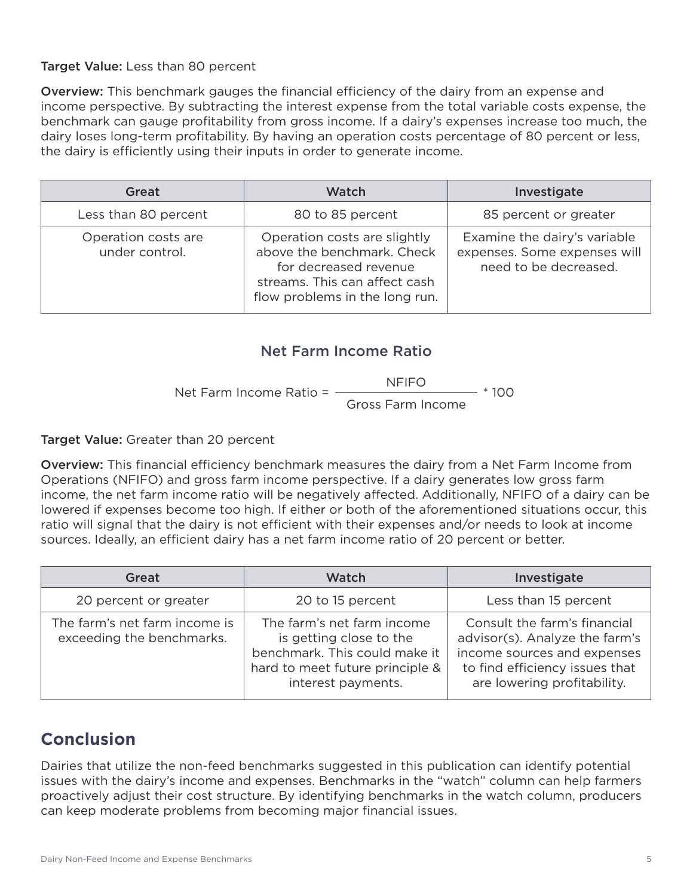**Target Value:** Less than 80 percent

**Overview:** This benchmark gauges the financial efficiency of the dairy from an expense and income perspective. By subtracting the interest expense from the total variable costs expense, the benchmark can gauge profitability from gross income. If a dairy's expenses increase too much, the dairy loses long-term profitability. By having an operation costs percentage of 80 percent or less, the dairy is efficiently using their inputs in order to generate income.

| Great | Watch | Investigate |
|---|---|---|
| Less than 80 percent | 80 to 85 percent | 85 percent or greater |
| Operation costs are under control. | Operation costs are slightly above the benchmark. Check for decreased revenue streams. This can affect cash flow problems in the long run. | Examine the dairy's variable expenses. Some expenses will need to be decreased. |

### Net Farm Income Ratio

$$\text{Net Farm Income Ratio} = \frac{\text{NFIFO}}{\text{Gross Farm Income}} * 100$$

**Target Value:** Greater than 20 percent

**Overview:** This financial efficiency benchmark measures the dairy from a Net Farm Income from Operations (NFIFO) and gross farm income perspective. If a dairy generates low gross farm income, the net farm income ratio will be negatively affected. Additionally, NFIFO of a dairy can be lowered if expenses become too high. If either or both of the aforementioned situations occur, this ratio will signal that the dairy is not efficient with their expenses and/or needs to look at income sources. Ideally, an efficient dairy has a net farm income ratio of 20 percent or better.

| Great | Watch | Investigate |
|---|---|---|
| 20 percent or greater | 20 to 15 percent | Less than 15 percent |
| The farm's net farm income is exceeding the benchmarks. | The farm's net farm income is getting close to the benchmark. This could make it hard to meet future principle & interest payments. | Consult the farm's financial advisor(s). Analyze the farm's income sources and expenses to find efficiency issues that are lowering profitability. |

## Conclusion

Dairies that utilize the non-feed benchmarks suggested in this publication can identify potential issues with the dairy's income and expenses. Benchmarks in the "watch" column can help farmers proactively adjust their cost structure. By identifying benchmarks in the watch column, producers can keep moderate problems from becoming major financial issues.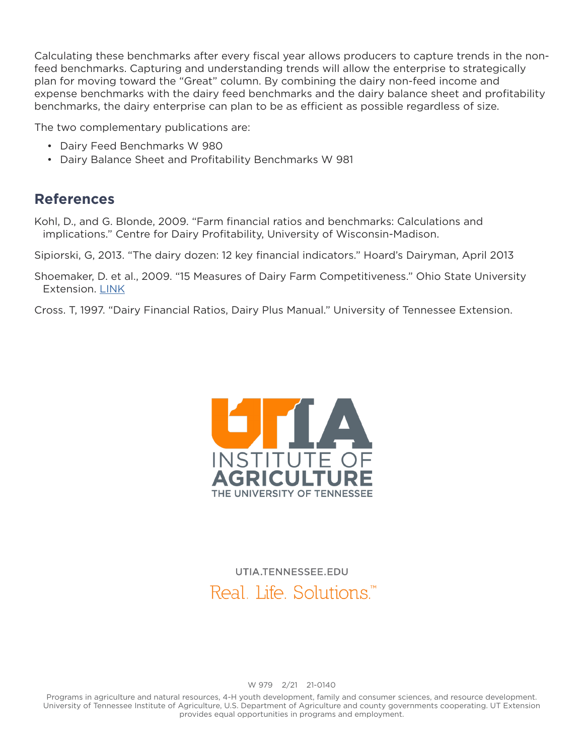Calculating these benchmarks after every fiscal year allows producers to capture trends in the non-feed benchmarks. Capturing and understanding trends will allow the enterprise to strategically plan for moving toward the "Great" column. By combining the dairy non-feed income and expense benchmarks with the dairy feed benchmarks and the dairy balance sheet and profitability benchmarks, the dairy enterprise can plan to be as efficient as possible regardless of size.

The two complementary publications are:

- Dairy Feed Benchmarks W 980
- Dairy Balance Sheet and Profitability Benchmarks W 981

## References

Kohl, D., and G. Blonde, 2009. "Farm financial ratios and benchmarks: Calculations and implications." Centre for Dairy Profitability, University of Wisconsin-Madison.

Sipiorski, G, 2013. "The dairy dozen: 12 key financial indicators." Hoard's Dairyman, April 2013

Shoemaker, D. et al., 2009. "15 Measures of Dairy Farm Competitiveness." Ohio State University Extension. LINK

Cross. T, 1997. "Dairy Financial Ratios, Dairy Plus Manual." University of Tennessee Extension.

UTIA INSTITUTE OF AGRICULTURE THE UNIVERSITY OF TENNESSEE

UTIA.TENNESSEE.EDU

Real. Life. Solutions.™

W 979 2/21 21-0140

Programs in agriculture and natural resources, 4-H youth development, family and consumer sciences, and resource development. University of Tennessee Institute of Agriculture, U.S. Department of Agriculture and county governments cooperating. UT Extension provides equal opportunities in programs and employment.